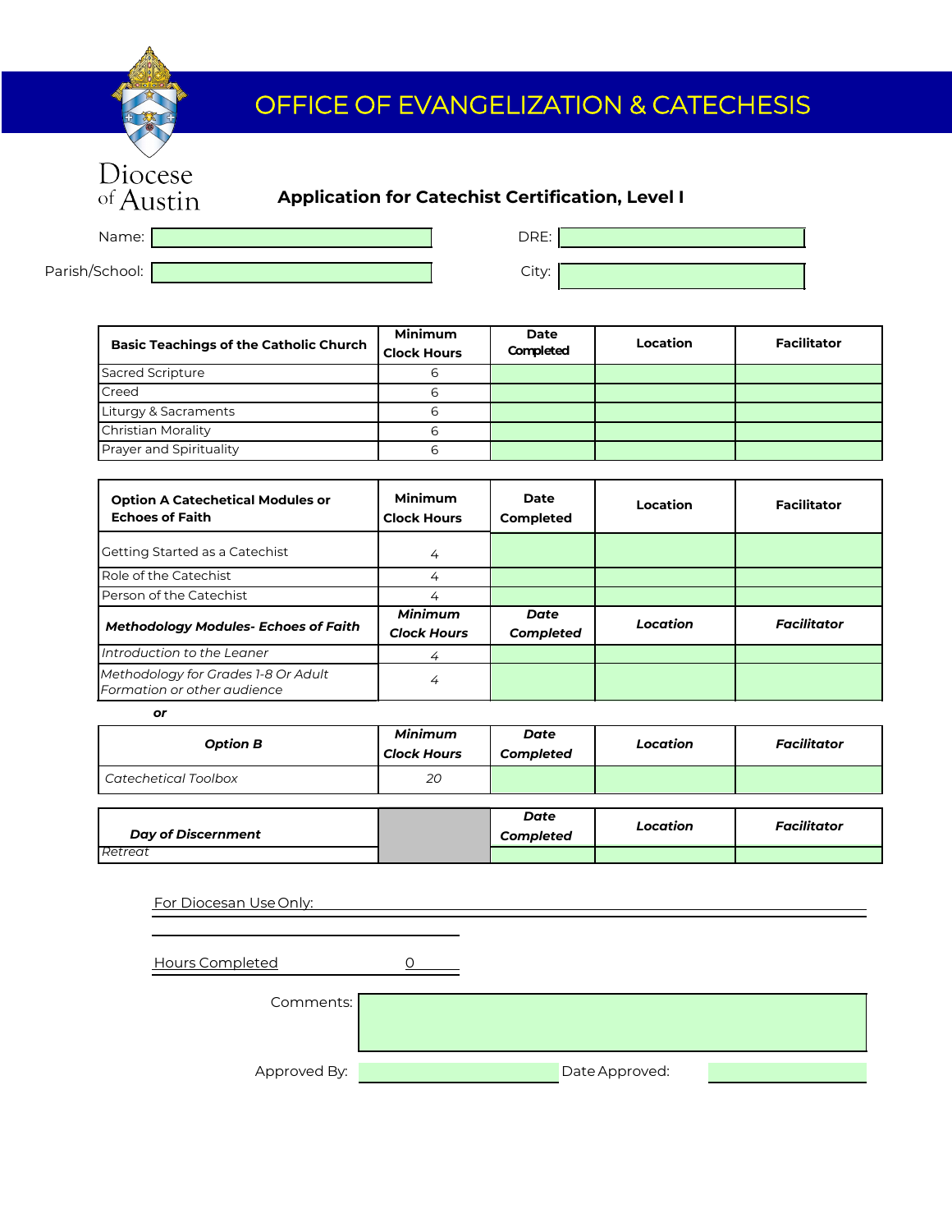# OFFICE OF EVANGELIZATION & CATECHESIS

Diocese of Austin

## Application for Catechist Certification, Level I

Name: 

DRE: 

Parish/School: 

City: 

| Basic Teachings of the Catholic Church | Minimum Clock Hours | Date Completed | Location | Facilitator |
|---|---|---|---|---|
| Sacred Scripture | 6 | | | |
| Creed | 6 | | | |
| Liturgy & Sacraments | 6 | | | |
| Christian Morality | 6 | | | |
| Prayer and Spirituality | 6 | | | |

| Option A Catechetical Modules or Echoes of Faith | Minimum Clock Hours | Date Completed | Location | Facilitator |
|---|---|---|---|---|
| Getting Started as a Catechist | 4 | | | |
| Role of the Catechist | 4 | | | |
| Person of the Catechist | 4 | | | |
| ***Methodology Modules- Echoes of Faith*** | ***Minimum Clock Hours*** | ***Date Completed*** | ***Location*** | ***Facilitator*** |
| *Introduction to the Leaner* | *4* | | | |
| *Methodology for Grades 1-8 Or Adult Formation or other audience* | *4* | | | |

***or***

| *Option B* | *Minimum Clock Hours* | *Date Completed* | *Location* | *Facilitator* |
|---|---|---|---|---|
| *Catechetical Toolbox* | *20* | | | |

| *Day of Discernment* | | *Date Completed* | *Location* | *Facilitator* |
|---|---|---|---|---|
| *Retreat* | | | | |

For Diocesan Use Only:

Hours Completed 0

Comments: 

Approved By: 

Date Approved: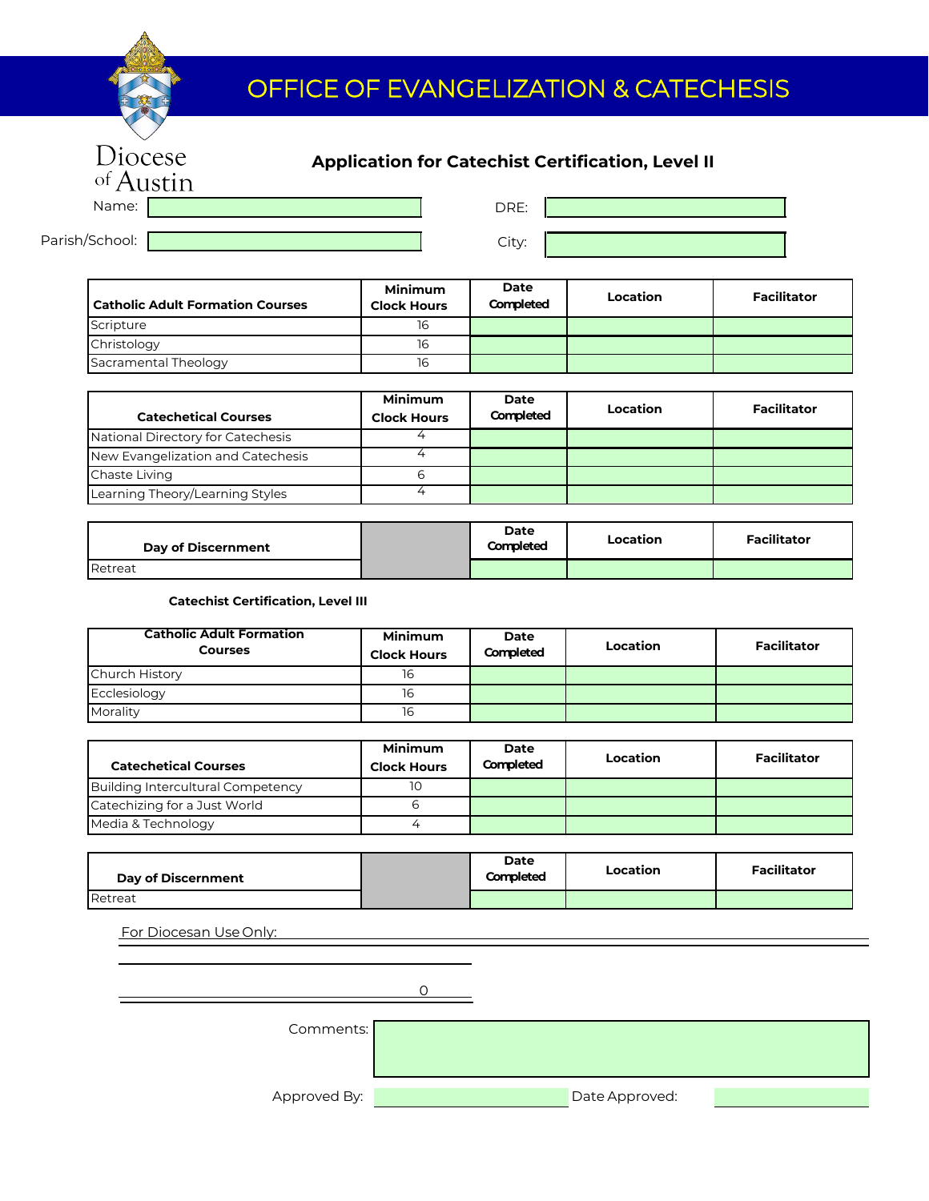Diocese of Austin

# OFFICE OF EVANGELIZATION & CATECHESIS

## Application for Catechist Certification, Level II

Name: ______________________ DRE: ______________________

Parish/School: ______________________ City: ______________________

| Catholic Adult Formation Courses | Minimum Clock Hours | Date Completed | Location | Facilitator |
|---|---|---|---|---|
| Scripture | 16 | | | |
| Christology | 16 | | | |
| Sacramental Theology | 16 | | | |

| Catechetical Courses | Minimum Clock Hours | Date Completed | Location | Facilitator |
|---|---|---|---|---|
| National Directory for Catechesis | 4 | | | |
| New Evangelization and Catechesis | 4 | | | |
| Chaste Living | 6 | | | |
| Learning Theory/Learning Styles | 4 | | | |

| Day of Discernment | | Date Completed | Location | Facilitator |
|---|---|---|---|---|
| Retreat | | | | |

### Catechist Certification, Level III

| Catholic Adult Formation Courses | Minimum Clock Hours | Date Completed | Location | Facilitator |
|---|---|---|---|---|
| Church History | 16 | | | |
| Ecclesiology | 16 | | | |
| Morality | 16 | | | |

| Catechetical Courses | Minimum Clock Hours | Date Completed | Location | Facilitator |
|---|---|---|---|---|
| Building Intercultural Competency | 10 | | | |
| Catechizing for a Just World | 6 | | | |
| Media & Technology | 4 | | | |

| Day of Discernment | | Date Completed | Location | Facilitator |
|---|---|---|---|---|
| Retreat | | | | |

For Diocesan Use Only: ______________________

______________________

0

Comments: ______________________

Approved By: ______________________ Date Approved: ______________________